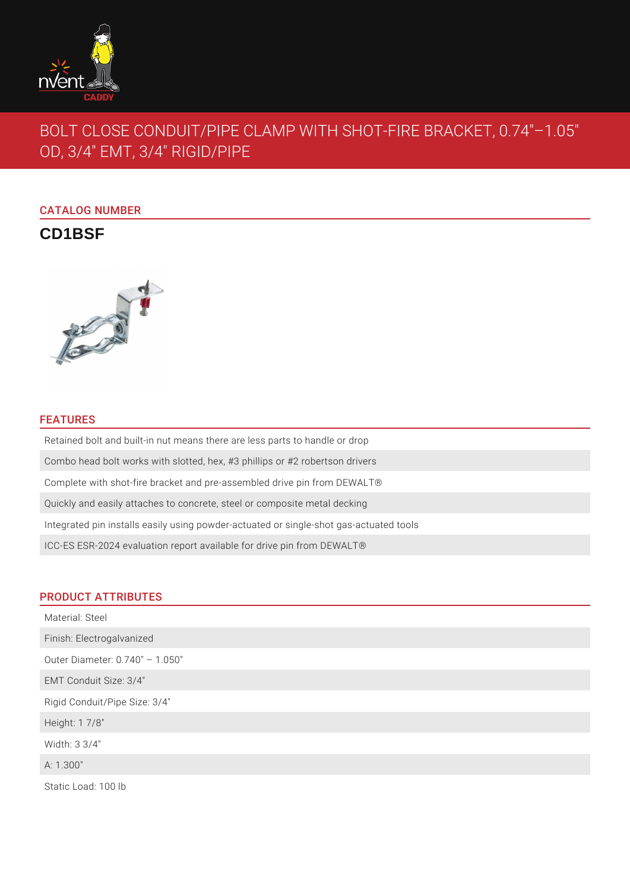# BOLT CLOSE CONDUIT/PIPE CLAMP WITH SHOT-FIRE BRACKET, 0.74"–1.05" OD, 3/4" EMT, 3/4" RIGID/PIPE

## CATALOG NUMBER

**CD1BSF**

## FEATURES

- Retained bolt and built-in nut means there are less parts to handle or drop
- Combo head bolt works with slotted, hex, #3 phillips or #2 robertson drivers
- Complete with shot-fire bracket and pre-assembled drive pin from DEWALT®
- Quickly and easily attaches to concrete, steel or composite metal decking
- Integrated pin installs easily using powder-actuated or single-shot gas-actuated tools
- ICC-ES ESR-2024 evaluation report available for drive pin from DEWALT®

## PRODUCT ATTRIBUTES

- Material: Steel
- Finish: Electrogalvanized
- Outer Diameter: 0.740" – 1.050"
- EMT Conduit Size: 3/4"
- Rigid Conduit/Pipe Size: 3/4"
- Height: 1 7/8"
- Width: 3 3/4"
- A: 1.300"
- Static Load: 100 lb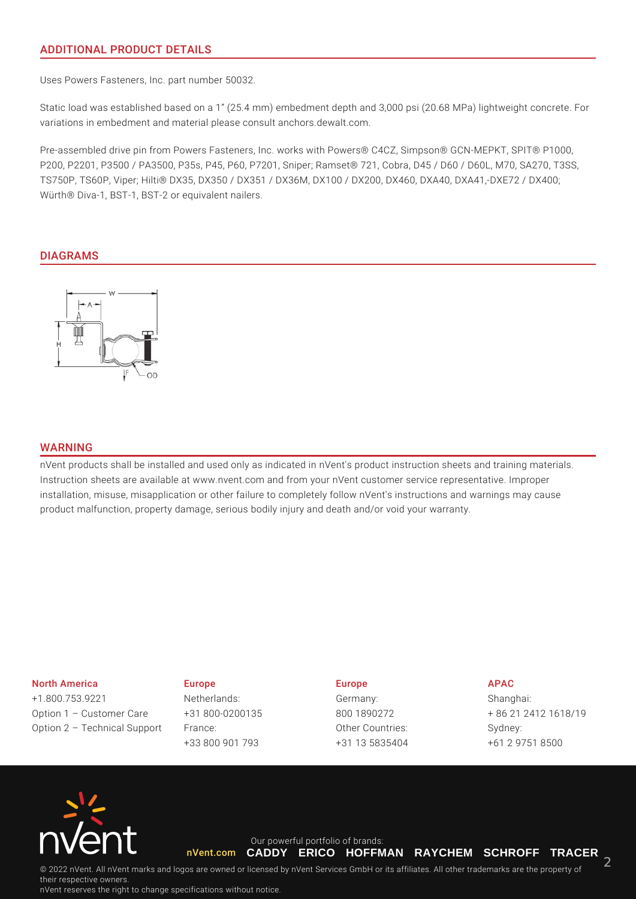## ADDITIONAL PRODUCT DETAILS

Uses Powers Fasteners, Inc. part number 50032.

Static load was established based on a 1" (25.4 mm) embedment depth and 3,000 psi (20.68 MPa) lightweight concrete. For variations in embedment and material please consult anchors.dewalt.com.

Pre-assembled drive pin from Powers Fasteners, Inc. works with Powers® C4CZ, Simpson® GCN-MEPKT, SPIT® P1000, P200, P2201, P3500 / PA3500, P35s, P45, P60, P7201, Sniper; Ramset® 721, Cobra, D45 / D60 / D60L, M70, SA270, T3SS, TS750P, TS60P, Viper; Hilti® DX35, DX350 / DX351 / DX36M, DX100 / DX200, DX460, DXA40, DXA41,-DXE72 / DX400; Würth® Diva-1, BST-1, BST-2 or equivalent nailers.

## DIAGRAMS

W

A

H

F

OD

## WARNING

nVent products shall be installed and used only as indicated in nVent's product instruction sheets and training materials. Instruction sheets are available at www.nvent.com and from your nVent customer service representative. Improper installation, misuse, misapplication or other failure to completely follow nVent's instructions and warnings may cause product malfunction, property damage, serious bodily injury and death and/or void your warranty.

**North America**
+1.800.753.9221
Option 1 – Customer Care
Option 2 – Technical Support

**Europe**
Netherlands:
+31 800-0200135
France:
+33 800 901 793

**Europe**
Germany:
800 1890272
Other Countries:
+31 13 5835404

**APAC**
Shanghai:
+ 86 21 2412 1618/19
Sydney:
+61 2 9751 8500

nVent

Our powerful portfolio of brands:
nVent.com **CADDY ERICO HOFFMAN RAYCHEM SCHROFF TRACER**

© 2022 nVent. All nVent marks and logos are owned or licensed by nVent Services GmbH or its affiliates. All other trademarks are the property of their respective owners.
nVent reserves the right to change specifications without notice.